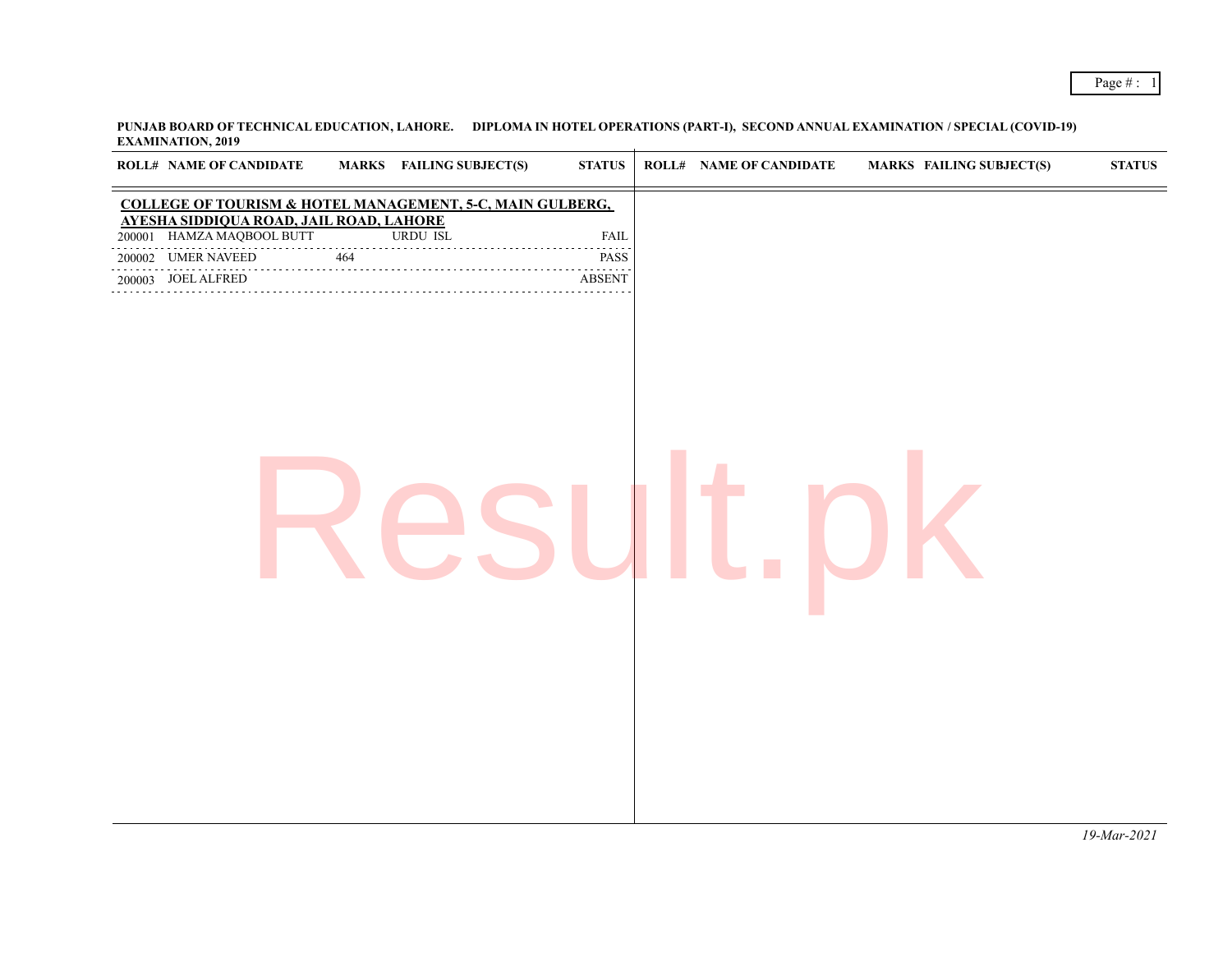**PUNJAB BOARD OF TECHNICAL EDUCATION, LAHORE. DIPLOMA IN HOTEL OPERATIONS (PART-I), SECOND ANNUAL EXAMINATION / SPECIAL (COVID-19) EXAMINATION, 2019**

**COLLEGE OF TOURISM & HOTEL MANAGEMENT, 5-C, MAIN GULBERG, AYESHA SIDDIQUA ROAD, JAIL ROAD, LAHORE**

| ROLL# | NAME OF CANDIDATE | MARKS | FAILING SUBJECT(S) | STATUS |
|---|---|---|---|---|
| 200001 | HAMZA MAQBOOL BUTT | | URDU ISL | FAIL |
| 200002 | UMER NAVEED | 464 | | PASS |
| 200003 | JOEL ALFRED | | | ABSENT |

Result.pk

*19-Mar-2021*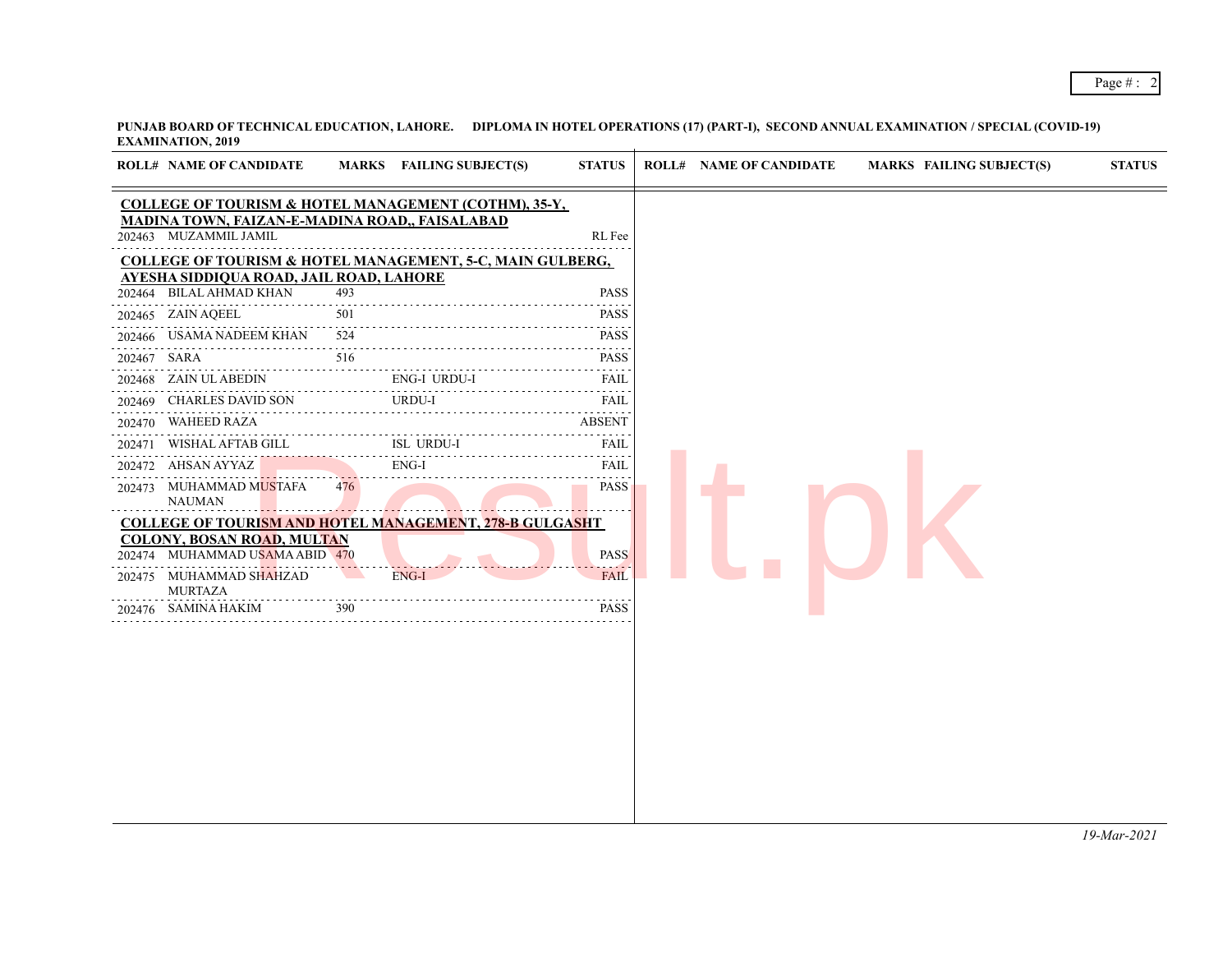**PUNJAB BOARD OF TECHNICAL EDUCATION, LAHORE. DIPLOMA IN HOTEL OPERATIONS (17) (PART-I), SECOND ANNUAL EXAMINATION / SPECIAL (COVID-19) EXAMINATION, 2019**

| ROLL# | NAME OF CANDIDATE | MARKS | FAILING SUBJECT(S) | STATUS |
|---|---|---|---|---|
| **COLLEGE OF TOURISM & HOTEL MANAGEMENT (COTHM), 35-Y, MADINA TOWN, FAIZAN-E-MADINA ROAD,, FAISALABAD** | | | | |
| 202463 | MUZAMMIL JAMIL | | | RL Fee |
| **COLLEGE OF TOURISM & HOTEL MANAGEMENT, 5-C, MAIN GULBERG, AYESHA SIDDIQUA ROAD, JAIL ROAD, LAHORE** | | | | |
| 202464 | BILAL AHMAD KHAN | 493 | | PASS |
| 202465 | ZAIN AQEEL | 501 | | PASS |
| 202466 | USAMA NADEEM KHAN | 524 | | PASS |
| 202467 | SARA | 516 | | PASS |
| 202468 | ZAIN UL ABEDIN | | ENG-I URDU-I | FAIL |
| 202469 | CHARLES DAVID SON | | URDU-I | FAIL |
| 202470 | WAHEED RAZA | | | ABSENT |
| 202471 | WISHAL AFTAB GILL | | ISL URDU-I | FAIL |
| 202472 | AHSAN AYYAZ | | ENG-I | FAIL |
| 202473 | MUHAMMAD MUSTAFA NAUMAN | 476 | | PASS |
| **COLLEGE OF TOURISM AND HOTEL MANAGEMENT, 278-B GULGASHT COLONY, BOSAN ROAD, MULTAN** | | | | |
| 202474 | MUHAMMAD USAMA ABID | 470 | | PASS |
| 202475 | MUHAMMAD SHAHZAD MURTAZA | | ENG-I | FAIL |
| 202476 | SAMINA HAKIM | 390 | | PASS |

*19-Mar-2021*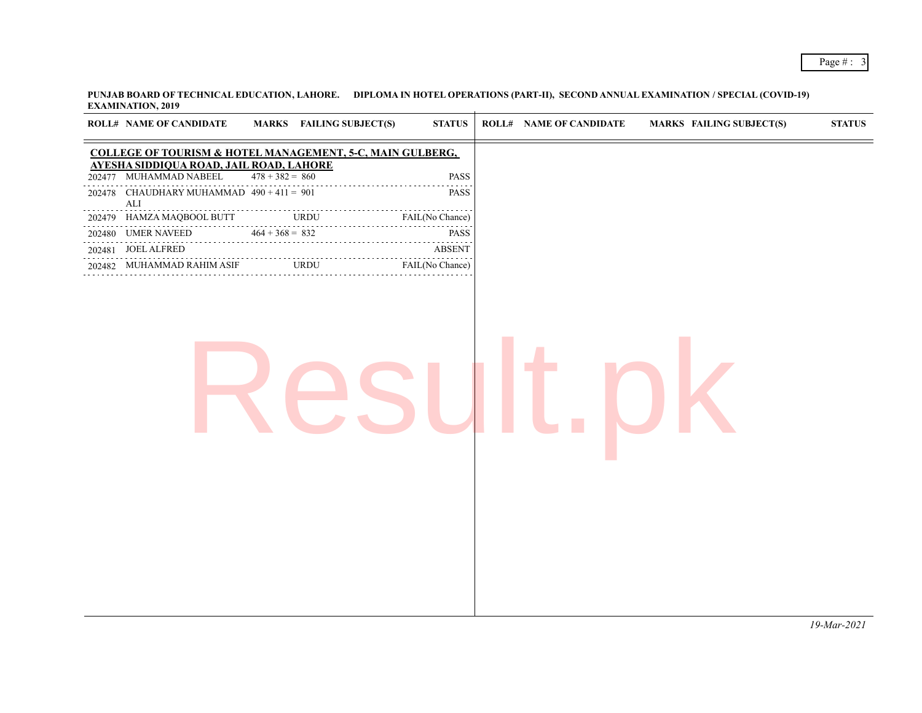**PUNJAB BOARD OF TECHNICAL EDUCATION, LAHORE. DIPLOMA IN HOTEL OPERATIONS (PART-II), SECOND ANNUAL EXAMINATION / SPECIAL (COVID-19) EXAMINATION, 2019**

**COLLEGE OF TOURISM & HOTEL MANAGEMENT, 5-C, MAIN GULBERG, AYESHA SIDDIQUA ROAD, JAIL ROAD, LAHORE**

| ROLL# | NAME OF CANDIDATE | MARKS | FAILING SUBJECT(S) | STATUS |
|---|---|---|---|---|
| 202477 | MUHAMMAD NABEEL | 478 + 382 = 860 | | PASS |
| 202478 | CHAUDHARY MUHAMMAD ALI | 490 + 411 = 901 | | PASS |
| 202479 | HAMZA MAQBOOL BUTT | | URDU | FAIL(No Chance) |
| 202480 | UMER NAVEED | 464 + 368 = 832 | | PASS |
| 202481 | JOEL ALFRED | | | ABSENT |
| 202482 | MUHAMMAD RAHIM ASIF | | URDU | FAIL(No Chance) |

*19-Mar-2021*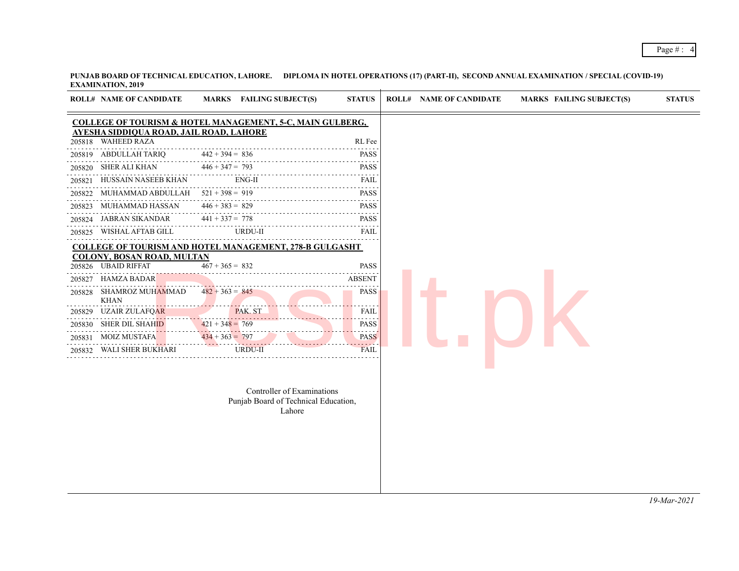**PUNJAB BOARD OF TECHNICAL EDUCATION, LAHORE. DIPLOMA IN HOTEL OPERATIONS (17) (PART-II), SECOND ANNUAL EXAMINATION / SPECIAL (COVID-19) EXAMINATION, 2019**

**COLLEGE OF TOURISM & HOTEL MANAGEMENT, 5-C, MAIN GULBERG, AYESHA SIDDIQUA ROAD, JAIL ROAD, LAHORE**

| ROLL# | NAME OF CANDIDATE | MARKS | FAILING SUBJECT(S) | STATUS |
|---|---|---|---|---|
| 205818 | WAHEED RAZA | | | RL Fee |
| 205819 | ABDULLAH TARIQ | 442 + 394 = 836 | | PASS |
| 205820 | SHER ALI KHAN | 446 + 347 = 793 | | PASS |
| 205821 | HUSSAIN NASEEB KHAN | | ENG-II | FAIL |
| 205822 | MUHAMMAD ABDULLAH | 521 + 398 = 919 | | PASS |
| 205823 | MUHAMMAD HASSAN | 446 + 383 = 829 | | PASS |
| 205824 | JABRAN SIKANDAR | 441 + 337 = 778 | | PASS |
| 205825 | WISHAL AFTAB GILL | | URDU-II | FAIL |

**COLLEGE OF TOURISM AND HOTEL MANAGEMENT, 278-B GULGASHT COLONY, BOSAN ROAD, MULTAN**

| ROLL# | NAME OF CANDIDATE | MARKS | FAILING SUBJECT(S) | STATUS |
|---|---|---|---|---|
| 205826 | UBAID RIFFAT | 467 + 365 = 832 | | PASS |
| 205827 | HAMZA BADAR | | | ABSENT |
| 205828 | SHAMROZ MUHAMMAD KHAN | 482 + 363 = 845 | | PASS |
| 205829 | UZAIR ZULAFQAR | | PAK. ST | FAIL |
| 205830 | SHER DIL SHAHID | 421 + 348 = 769 | | PASS |
| 205831 | MOIZ MUSTAFA | 434 + 363 = 797 | | PASS |
| 205832 | WALI SHER BUKHARI | | URDU-II | FAIL |

Controller of Examinations
Punjab Board of Technical Education,
Lahore

*19-Mar-2021*